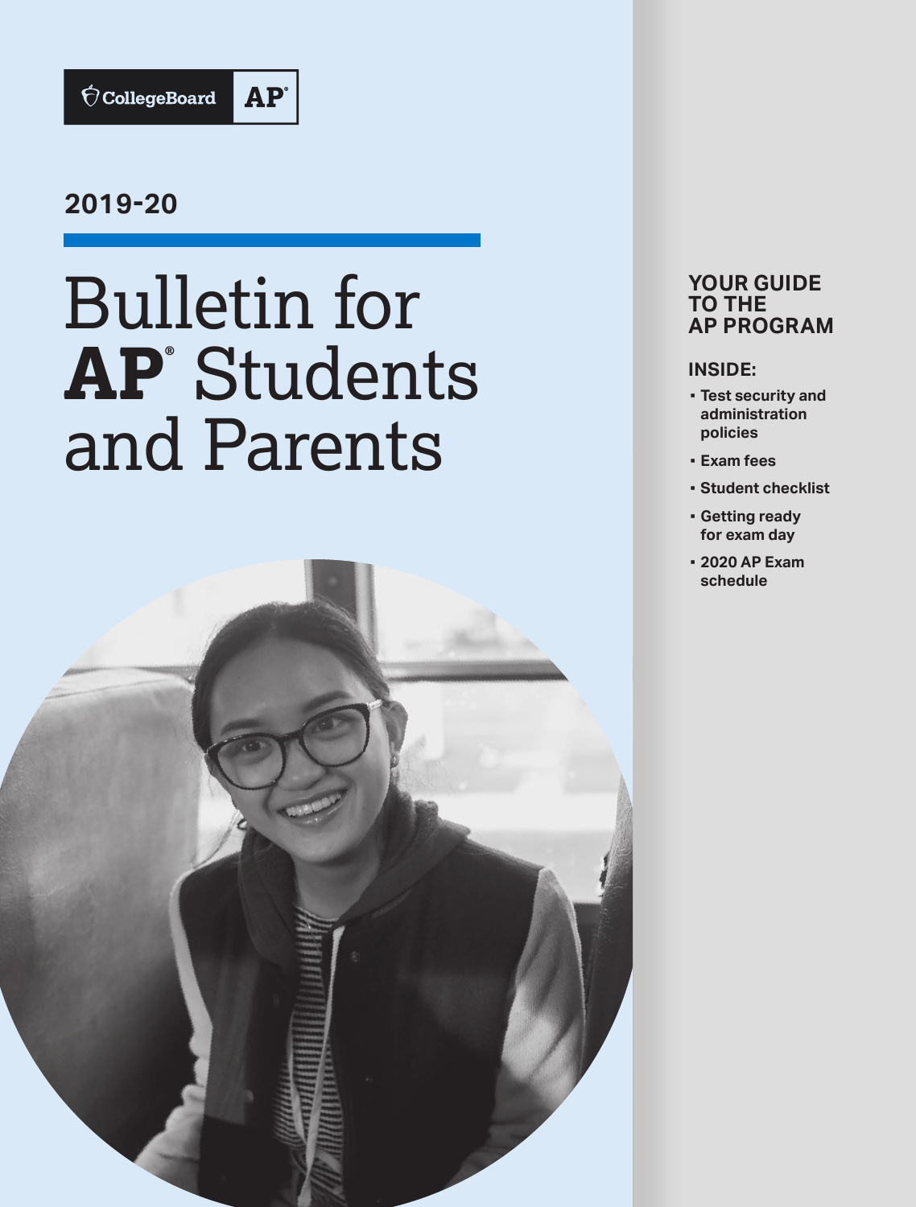CollegeBoard AP

2019-20

# Bulletin for AP® Students and Parents

## YOUR GUIDE TO THE AP PROGRAM

**INSIDE:**

- Test security and administration policies
- Exam fees
- Student checklist
- Getting ready for exam day
- 2020 AP Exam schedule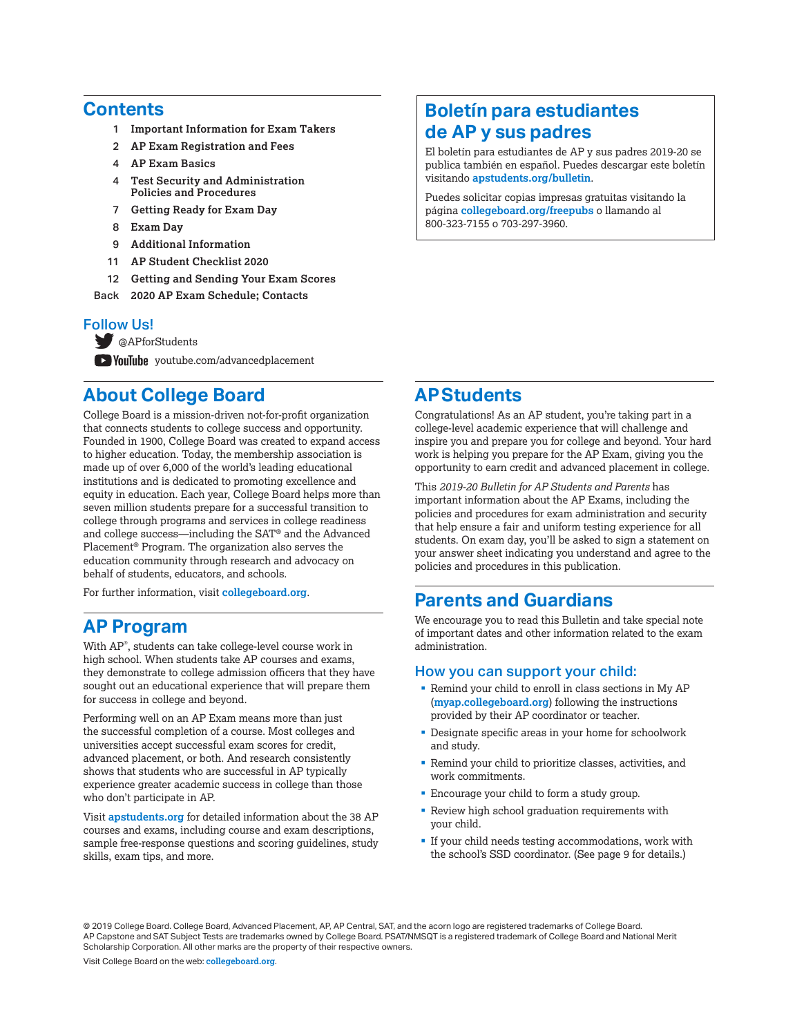## Contents

| | |
|---|---|
| 1 | **Important Information for Exam Takers** |
| 2 | **AP Exam Registration and Fees** |
| 4 | **AP Exam Basics** |
| 4 | **Test Security and Administration Policies and Procedures** |
| 7 | **Getting Ready for Exam Day** |
| 8 | **Exam Day** |
| 9 | **Additional Information** |
| 11 | **AP Student Checklist 2020** |
| 12 | **Getting and Sending Your Exam Scores** |
| Back | **2020 AP Exam Schedule; Contacts** |

### Follow Us!

@APforStudents

YouTube youtube.com/advancedplacement

## Boletín para estudiantes de AP y sus padres

El boletín para estudiantes de AP y sus padres 2019-20 se publica también en español. Puedes descargar este boletín visitando **apstudents.org/bulletin**.

Puedes solicitar copias impresas gratuitas visitando la página **collegeboard.org/freepubs** o llamando al 800-323-7155 o 703-297-3960.

## About College Board

College Board is a mission-driven not-for-profit organization that connects students to college success and opportunity. Founded in 1900, College Board was created to expand access to higher education. Today, the membership association is made up of over 6,000 of the world's leading educational institutions and is dedicated to promoting excellence and equity in education. Each year, College Board helps more than seven million students prepare for a successful transition to college through programs and services in college readiness and college success—including the SAT® and the Advanced Placement® Program. The organization also serves the education community through research and advocacy on behalf of students, educators, and schools.

For further information, visit **collegeboard.org**.

## AP Program

With AP®, students can take college-level course work in high school. When students take AP courses and exams, they demonstrate to college admission officers that they have sought out an educational experience that will prepare them for success in college and beyond.

Performing well on an AP Exam means more than just the successful completion of a course. Most colleges and universities accept successful exam scores for credit, advanced placement, or both. And research consistently shows that students who are successful in AP typically experience greater academic success in college than those who don't participate in AP.

Visit **apstudents.org** for detailed information about the 38 AP courses and exams, including course and exam descriptions, sample free-response questions and scoring guidelines, study skills, exam tips, and more.

## AP Students

Congratulations! As an AP student, you're taking part in a college-level academic experience that will challenge and inspire you and prepare you for college and beyond. Your hard work is helping you prepare for the AP Exam, giving you the opportunity to earn credit and advanced placement in college.

This *2019-20 Bulletin for AP Students and Parents* has important information about the AP Exams, including the policies and procedures for exam administration and security that help ensure a fair and uniform testing experience for all students. On exam day, you'll be asked to sign a statement on your answer sheet indicating you understand and agree to the policies and procedures in this publication.

## Parents and Guardians

We encourage you to read this Bulletin and take special note of important dates and other information related to the exam administration.

### How you can support your child:

- Remind your child to enroll in class sections in My AP (**myap.collegeboard.org**) following the instructions provided by their AP coordinator or teacher.
- Designate specific areas in your home for schoolwork and study.
- Remind your child to prioritize classes, activities, and work commitments.
- Encourage your child to form a study group.
- Review high school graduation requirements with your child.
- If your child needs testing accommodations, work with the school's SSD coordinator. (See page 9 for details.)

© 2019 College Board. College Board, Advanced Placement, AP, AP Central, SAT, and the acorn logo are registered trademarks of College Board. AP Capstone and SAT Subject Tests are trademarks owned by College Board. PSAT/NMSQT is a registered trademark of College Board and National Merit Scholarship Corporation. All other marks are the property of their respective owners.

Visit College Board on the web: **collegeboard.org**.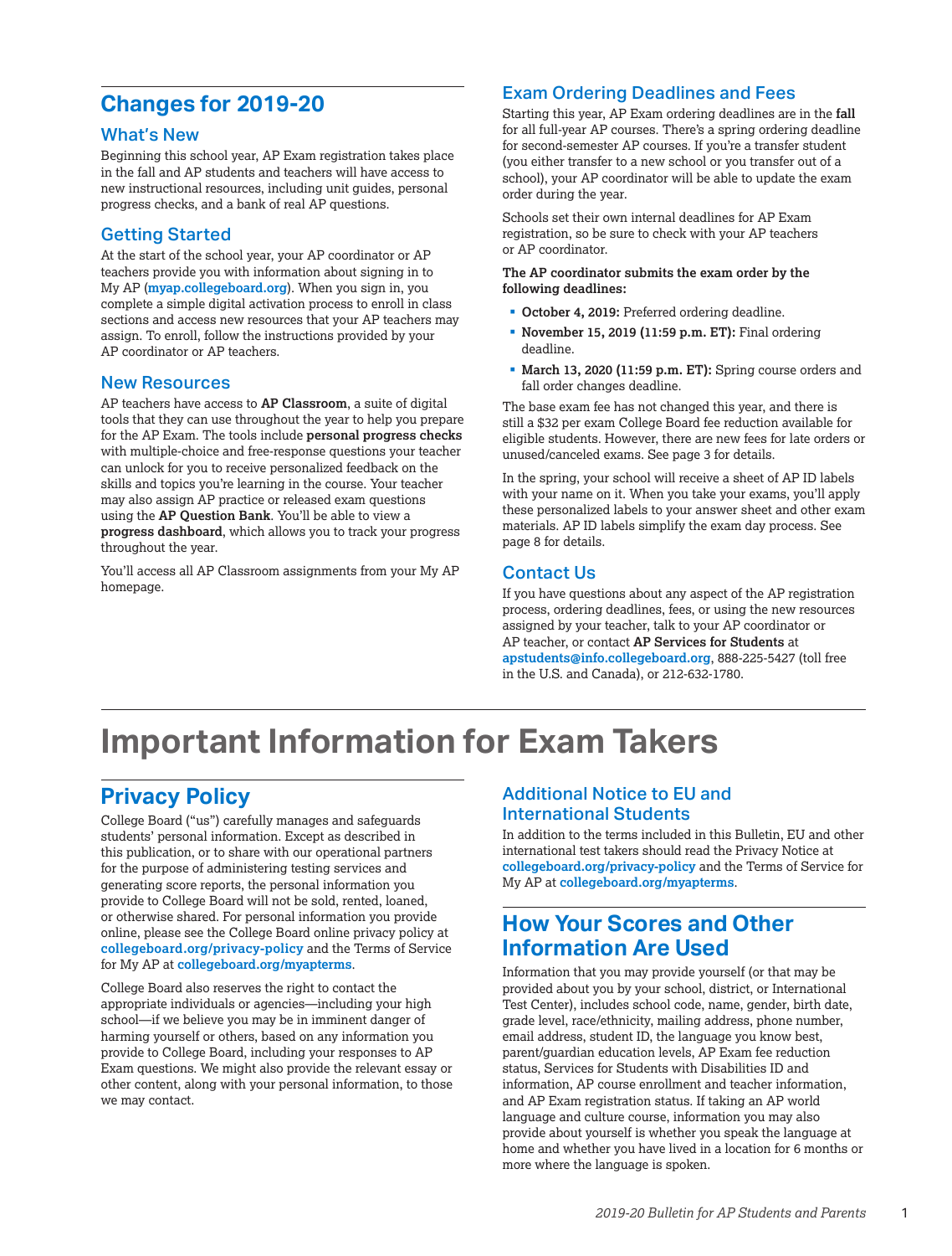## Changes for 2019-20

### What's New

Beginning this school year, AP Exam registration takes place in the fall and AP students and teachers will have access to new instructional resources, including unit guides, personal progress checks, and a bank of real AP questions.

### Getting Started

At the start of the school year, your AP coordinator or AP teachers provide you with information about signing in to My AP (**myap.collegeboard.org**). When you sign in, you complete a simple digital activation process to enroll in class sections and access new resources that your AP teachers may assign. To enroll, follow the instructions provided by your AP coordinator or AP teachers.

### New Resources

AP teachers have access to **AP Classroom**, a suite of digital tools that they can use throughout the year to help you prepare for the AP Exam. The tools include **personal progress checks** with multiple-choice and free-response questions your teacher can unlock for you to receive personalized feedback on the skills and topics you're learning in the course. Your teacher may also assign AP practice or released exam questions using the **AP Question Bank**. You'll be able to view a **progress dashboard**, which allows you to track your progress throughout the year.

You'll access all AP Classroom assignments from your My AP homepage.

### Exam Ordering Deadlines and Fees

Starting this year, AP Exam ordering deadlines are in the **fall** for all full-year AP courses. There's a spring ordering deadline for second-semester AP courses. If you're a transfer student (you either transfer to a new school or you transfer out of a school), your AP coordinator will be able to update the exam order during the year.

Schools set their own internal deadlines for AP Exam registration, so be sure to check with your AP teachers or AP coordinator.

**The AP coordinator submits the exam order by the following deadlines:**

- **October 4, 2019:** Preferred ordering deadline.
- **November 15, 2019 (11:59 p.m. ET):** Final ordering deadline.
- **March 13, 2020 (11:59 p.m. ET):** Spring course orders and fall order changes deadline.

The base exam fee has not changed this year, and there is still a $32 per exam College Board fee reduction available for eligible students. However, there are new fees for late orders or unused/canceled exams. See page 3 for details.

In the spring, your school will receive a sheet of AP ID labels with your name on it. When you take your exams, you'll apply these personalized labels to your answer sheet and other exam materials. AP ID labels simplify the exam day process. See page 8 for details.

### Contact Us

If you have questions about any aspect of the AP registration process, ordering deadlines, fees, or using the new resources assigned by your teacher, talk to your AP coordinator or AP teacher, or contact **AP Services for Students** at **apstudents@info.collegeboard.org**, 888-225-5427 (toll free in the U.S. and Canada), or 212-632-1780.

# Important Information for Exam Takers

## Privacy Policy

College Board ("us") carefully manages and safeguards students' personal information. Except as described in this publication, or to share with our operational partners for the purpose of administering testing services and generating score reports, the personal information you provide to College Board will not be sold, rented, loaned, or otherwise shared. For personal information you provide online, please see the College Board online privacy policy at **collegeboard.org/privacy-policy** and the Terms of Service for My AP at **collegeboard.org/myapterms**.

College Board also reserves the right to contact the appropriate individuals or agencies—including your high school—if we believe you may be in imminent danger of harming yourself or others, based on any information you provide to College Board, including your responses to AP Exam questions. We might also provide the relevant essay or other content, along with your personal information, to those we may contact.

### Additional Notice to EU and International Students

In addition to the terms included in this Bulletin, EU and other international test takers should read the Privacy Notice at **collegeboard.org/privacy-policy** and the Terms of Service for My AP at **collegeboard.org/myapterms**.

## How Your Scores and Other Information Are Used

Information that you may provide yourself (or that may be provided about you by your school, district, or International Test Center), includes school code, name, gender, birth date, grade level, race/ethnicity, mailing address, phone number, email address, student ID, the language you know best, parent/guardian education levels, AP Exam fee reduction status, Services for Students with Disabilities ID and information, AP course enrollment and teacher information, and AP Exam registration status. If taking an AP world language and culture course, information you may also provide about yourself is whether you speak the language at home and whether you have lived in a location for 6 months or more where the language is spoken.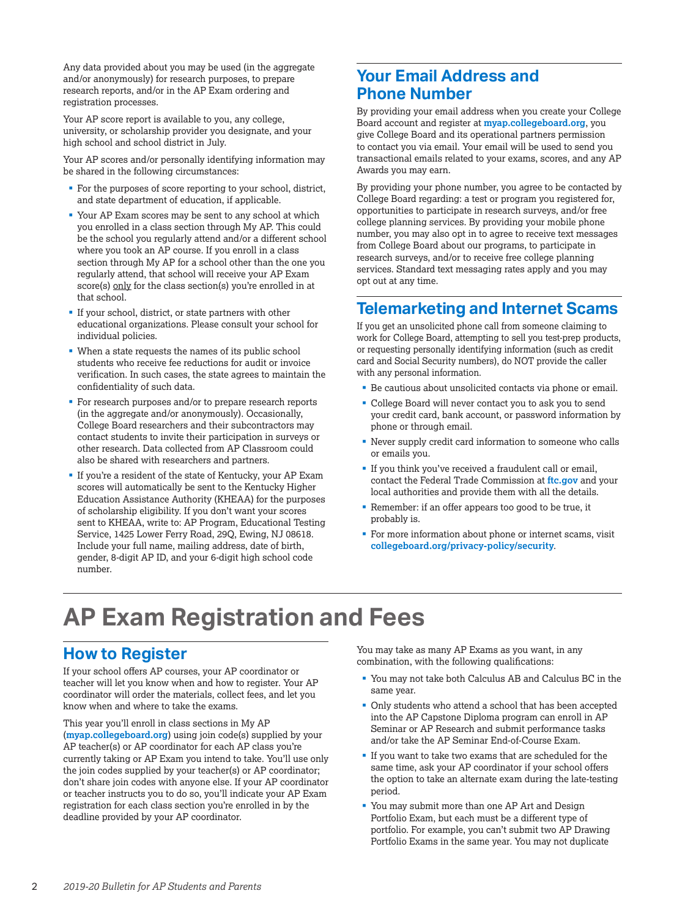Any data provided about you may be used (in the aggregate and/or anonymously) for research purposes, to prepare research reports, and/or in the AP Exam ordering and registration processes.

Your AP score report is available to you, any college, university, or scholarship provider you designate, and your high school and school district in July.

Your AP scores and/or personally identifying information may be shared in the following circumstances:

- For the purposes of score reporting to your school, district, and state department of education, if applicable.
- Your AP Exam scores may be sent to any school at which you enrolled in a class section through My AP. This could be the school you regularly attend and/or a different school where you took an AP course. If you enroll in a class section through My AP for a school other than the one you regularly attend, that school will receive your AP Exam score(s) only for the class section(s) you're enrolled in at that school.
- If your school, district, or state partners with other educational organizations. Please consult your school for individual policies.
- When a state requests the names of its public school students who receive fee reductions for audit or invoice verification. In such cases, the state agrees to maintain the confidentiality of such data.
- For research purposes and/or to prepare research reports (in the aggregate and/or anonymously). Occasionally, College Board researchers and their subcontractors may contact students to invite their participation in surveys or other research. Data collected from AP Classroom could also be shared with researchers and partners.
- If you're a resident of the state of Kentucky, your AP Exam scores will automatically be sent to the Kentucky Higher Education Assistance Authority (KHEAA) for the purposes of scholarship eligibility. If you don't want your scores sent to KHEAA, write to: AP Program, Educational Testing Service, 1425 Lower Ferry Road, 29Q, Ewing, NJ 08618. Include your full name, mailing address, date of birth, gender, 8-digit AP ID, and your 6-digit high school code number.

## Your Email Address and Phone Number

By providing your email address when you create your College Board account and register at **myap.collegeboard.org**, you give College Board and its operational partners permission to contact you via email. Your email will be used to send you transactional emails related to your exams, scores, and any AP Awards you may earn.

By providing your phone number, you agree to be contacted by College Board regarding: a test or program you registered for, opportunities to participate in research surveys, and/or free college planning services. By providing your mobile phone number, you may also opt in to agree to receive text messages from College Board about our programs, to participate in research surveys, and/or to receive free college planning services. Standard text messaging rates apply and you may opt out at any time.

## Telemarketing and Internet Scams

If you get an unsolicited phone call from someone claiming to work for College Board, attempting to sell you test-prep products, or requesting personally identifying information (such as credit card and Social Security numbers), do NOT provide the caller with any personal information.

- Be cautious about unsolicited contacts via phone or email.
- College Board will never contact you to ask you to send your credit card, bank account, or password information by phone or through email.
- Never supply credit card information to someone who calls or emails you.
- If you think you've received a fraudulent call or email, contact the Federal Trade Commission at **ftc.gov** and your local authorities and provide them with all the details.
- Remember: if an offer appears too good to be true, it probably is.
- For more information about phone or internet scams, visit **collegeboard.org/privacy-policy/security**.

# AP Exam Registration and Fees

## How to Register

If your school offers AP courses, your AP coordinator or teacher will let you know when and how to register. Your AP coordinator will order the materials, collect fees, and let you know when and where to take the exams.

This year you'll enroll in class sections in My AP (**myap.collegeboard.org**) using join code(s) supplied by your AP teacher(s) or AP coordinator for each AP class you're currently taking or AP Exam you intend to take. You'll use only the join codes supplied by your teacher(s) or AP coordinator; don't share join codes with anyone else. If your AP coordinator or teacher instructs you to do so, you'll indicate your AP Exam registration for each class section you're enrolled in by the deadline provided by your AP coordinator.

You may take as many AP Exams as you want, in any combination, with the following qualifications:

- You may not take both Calculus AB and Calculus BC in the same year.
- Only students who attend a school that has been accepted into the AP Capstone Diploma program can enroll in AP Seminar or AP Research and submit performance tasks and/or take the AP Seminar End-of-Course Exam.
- If you want to take two exams that are scheduled for the same time, ask your AP coordinator if your school offers the option to take an alternate exam during the late-testing period.
- You may submit more than one AP Art and Design Portfolio Exam, but each must be a different type of portfolio. For example, you can't submit two AP Drawing Portfolio Exams in the same year. You may not duplicate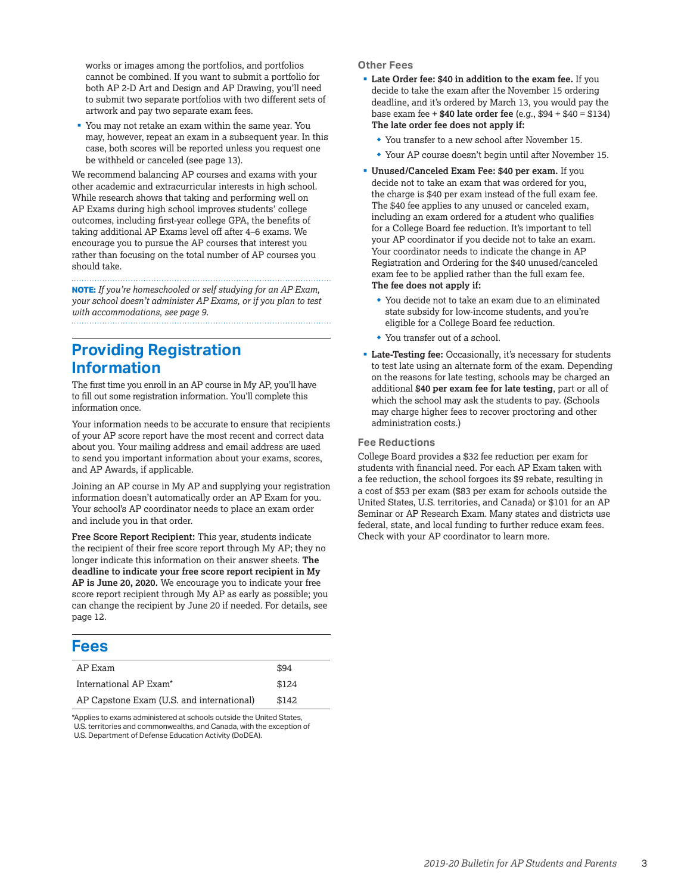works or images among the portfolios, and portfolios cannot be combined. If you want to submit a portfolio for both AP 2-D Art and Design and AP Drawing, you'll need to submit two separate portfolios with two different sets of artwork and pay two separate exam fees.

- You may not retake an exam within the same year. You may, however, repeat an exam in a subsequent year. In this case, both scores will be reported unless you request one be withheld or canceled (see page 13).

We recommend balancing AP courses and exams with your other academic and extracurricular interests in high school. While research shows that taking and performing well on AP Exams during high school improves students' college outcomes, including first-year college GPA, the benefits of taking additional AP Exams level off after 4–6 exams. We encourage you to pursue the AP courses that interest you rather than focusing on the total number of AP courses you should take.

**NOTE:** *If you're homeschooled or self studying for an AP Exam, your school doesn't administer AP Exams, or if you plan to test with accommodations, see page 9.*

## Providing Registration Information

The first time you enroll in an AP course in My AP, you'll have to fill out some registration information. You'll complete this information once.

Your information needs to be accurate to ensure that recipients of your AP score report have the most recent and correct data about you. Your mailing address and email address are used to send you important information about your exams, scores, and AP Awards, if applicable.

Joining an AP course in My AP and supplying your registration information doesn't automatically order an AP Exam for you. Your school's AP coordinator needs to place an exam order and include you in that order.

**Free Score Report Recipient:** This year, students indicate the recipient of their free score report through My AP; they no longer indicate this information on their answer sheets. **The deadline to indicate your free score report recipient in My AP is June 20, 2020.** We encourage you to indicate your free score report recipient through My AP as early as possible; you can change the recipient by June 20 if needed. For details, see page 12.

## Fees

| | |
|---|---|
| AP Exam | $94 |
| International AP Exam* | $124 |
| AP Capstone Exam (U.S. and international) | $142 |

*Applies to exams administered at schools outside the United States, U.S. territories and commonwealths, and Canada, with the exception of U.S. Department of Defense Education Activity (DoDEA).

### Other Fees

- **Late Order fee: $40 in addition to the exam fee.** If you decide to take the exam after the November 15 ordering deadline, and it's ordered by March 13, you would pay the base exam fee + **$40 late order fee** (e.g., $94 + $40 = $134) **The late order fee does not apply if:**
  - You transfer to a new school after November 15.
  - Your AP course doesn't begin until after November 15.
- **Unused/Canceled Exam Fee: $40 per exam.** If you decide not to take an exam that was ordered for you, the charge is $40 per exam instead of the full exam fee. The $40 fee applies to any unused or canceled exam, including an exam ordered for a student who qualifies for a College Board fee reduction. It's important to tell your AP coordinator if you decide not to take an exam. Your coordinator needs to indicate the change in AP Registration and Ordering for the $40 unused/canceled exam fee to be applied rather than the full exam fee. **The fee does not apply if:**
  - You decide not to take an exam due to an eliminated state subsidy for low-income students, and you're eligible for a College Board fee reduction.
  - You transfer out of a school.
- **Late-Testing fee:** Occasionally, it's necessary for students to test late using an alternate form of the exam. Depending on the reasons for late testing, schools may be charged an additional **$40 per exam fee for late testing**, part or all of which the school may ask the students to pay. (Schools may charge higher fees to recover proctoring and other administration costs.)

### Fee Reductions

College Board provides a $32 fee reduction per exam for students with financial need. For each AP Exam taken with a fee reduction, the school forgoes its $9 rebate, resulting in a cost of $53 per exam ($83 per exam for schools outside the United States, U.S. territories, and Canada) or $101 for an AP Seminar or AP Research Exam. Many states and districts use federal, state, and local funding to further reduce exam fees. Check with your AP coordinator to learn more.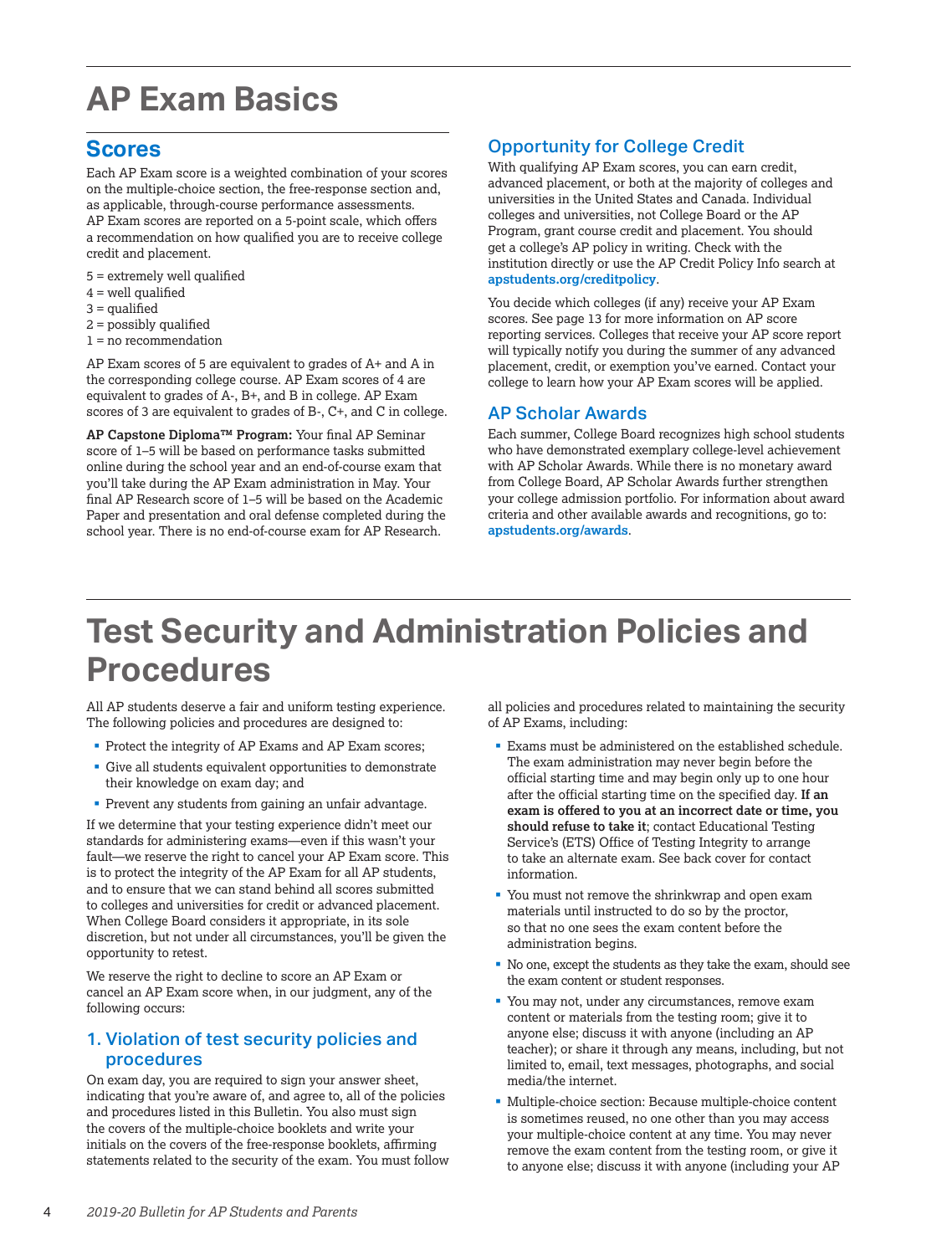# AP Exam Basics

## Scores

Each AP Exam score is a weighted combination of your scores on the multiple-choice section, the free-response section and, as applicable, through-course performance assessments. AP Exam scores are reported on a 5-point scale, which offers a recommendation on how qualified you are to receive college credit and placement.

5 = extremely well qualified
4 = well qualified
3 = qualified
2 = possibly qualified
1 = no recommendation

AP Exam scores of 5 are equivalent to grades of A+ and A in the corresponding college course. AP Exam scores of 4 are equivalent to grades of A-, B+, and B in college. AP Exam scores of 3 are equivalent to grades of B-, C+, and C in college.

**AP Capstone Diploma™ Program:** Your final AP Seminar score of 1–5 will be based on performance tasks submitted online during the school year and an end-of-course exam that you'll take during the AP Exam administration in May. Your final AP Research score of 1–5 will be based on the Academic Paper and presentation and oral defense completed during the school year. There is no end-of-course exam for AP Research.

### Opportunity for College Credit

With qualifying AP Exam scores, you can earn credit, advanced placement, or both at the majority of colleges and universities in the United States and Canada. Individual colleges and universities, not College Board or the AP Program, grant course credit and placement. You should get a college's AP policy in writing. Check with the institution directly or use the AP Credit Policy Info search at **apstudents.org/creditpolicy**.

You decide which colleges (if any) receive your AP Exam scores. See page 13 for more information on AP score reporting services. Colleges that receive your AP score report will typically notify you during the summer of any advanced placement, credit, or exemption you've earned. Contact your college to learn how your AP Exam scores will be applied.

### AP Scholar Awards

Each summer, College Board recognizes high school students who have demonstrated exemplary college-level achievement with AP Scholar Awards. While there is no monetary award from College Board, AP Scholar Awards further strengthen your college admission portfolio. For information about award criteria and other available awards and recognitions, go to: **apstudents.org/awards**.

# Test Security and Administration Policies and Procedures

All AP students deserve a fair and uniform testing experience. The following policies and procedures are designed to:

- Protect the integrity of AP Exams and AP Exam scores;
- Give all students equivalent opportunities to demonstrate their knowledge on exam day; and
- Prevent any students from gaining an unfair advantage.

If we determine that your testing experience didn't meet our standards for administering exams—even if this wasn't your fault—we reserve the right to cancel your AP Exam score. This is to protect the integrity of the AP Exam for all AP students, and to ensure that we can stand behind all scores submitted to colleges and universities for credit or advanced placement. When College Board considers it appropriate, in its sole discretion, but not under all circumstances, you'll be given the opportunity to retest.

We reserve the right to decline to score an AP Exam or cancel an AP Exam score when, in our judgment, any of the following occurs:

### 1. Violation of test security policies and procedures

On exam day, you are required to sign your answer sheet, indicating that you're aware of, and agree to, all of the policies and procedures listed in this Bulletin. You also must sign the covers of the multiple-choice booklets and write your initials on the covers of the free-response booklets, affirming statements related to the security of the exam. You must follow all policies and procedures related to maintaining the security of AP Exams, including:

- Exams must be administered on the established schedule. The exam administration may never begin before the official starting time and may begin only up to one hour after the official starting time on the specified day. **If an exam is offered to you at an incorrect date or time, you should refuse to take it**; contact Educational Testing Service's (ETS) Office of Testing Integrity to arrange to take an alternate exam. See back cover for contact information.
- You must not remove the shrinkwrap and open exam materials until instructed to do so by the proctor, so that no one sees the exam content before the administration begins.
- No one, except the students as they take the exam, should see the exam content or student responses.
- You may not, under any circumstances, remove exam content or materials from the testing room; give it to anyone else; discuss it with anyone (including an AP teacher); or share it through any means, including, but not limited to, email, text messages, photographs, and social media/the internet.
- Multiple-choice section: Because multiple-choice content is sometimes reused, no one other than you may access your multiple-choice content at any time. You may never remove the exam content from the testing room, or give it to anyone else; discuss it with anyone (including your AP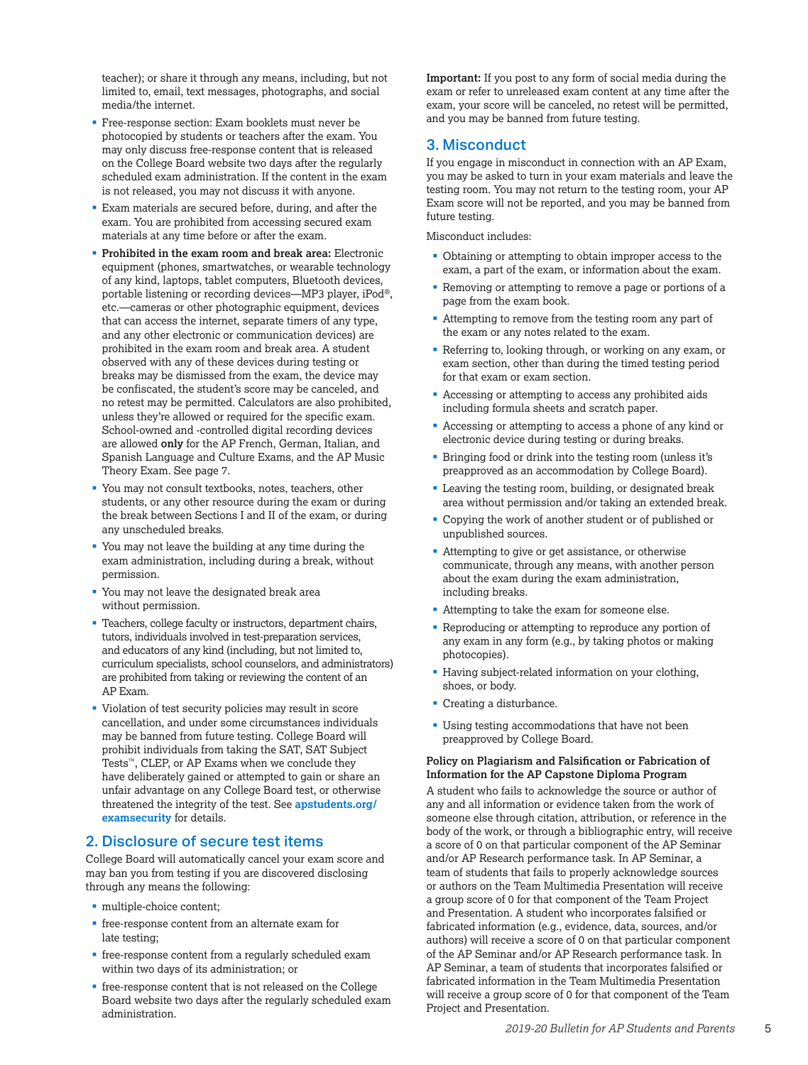teacher); or share it through any means, including, but not limited to, email, text messages, photographs, and social media/the internet.

- Free-response section: Exam booklets must never be photocopied by students or teachers after the exam. You may only discuss free-response content that is released on the College Board website two days after the regularly scheduled exam administration. If the content in the exam is not released, you may not discuss it with anyone.
- Exam materials are secured before, during, and after the exam. You are prohibited from accessing secured exam materials at any time before or after the exam.
- **Prohibited in the exam room and break area:** Electronic equipment (phones, smartwatches, or wearable technology of any kind, laptops, tablet computers, Bluetooth devices, portable listening or recording devices—MP3 player, iPod®, etc.—cameras or other photographic equipment, devices that can access the internet, separate timers of any type, and any other electronic or communication devices) are prohibited in the exam room and break area. A student observed with any of these devices during testing or breaks may be dismissed from the exam, the device may be confiscated, the student's score may be canceled, and no retest may be permitted. Calculators are also prohibited, unless they're allowed or required for the specific exam. School-owned and -controlled digital recording devices are allowed **only** for the AP French, German, Italian, and Spanish Language and Culture Exams, and the AP Music Theory Exam. See page 7.
- You may not consult textbooks, notes, teachers, other students, or any other resource during the exam or during the break between Sections I and II of the exam, or during any unscheduled breaks.
- You may not leave the building at any time during the exam administration, including during a break, without permission.
- You may not leave the designated break area without permission.
- Teachers, college faculty or instructors, department chairs, tutors, individuals involved in test-preparation services, and educators of any kind (including, but not limited to, curriculum specialists, school counselors, and administrators) are prohibited from taking or reviewing the content of an AP Exam.
- Violation of test security policies may result in score cancellation, and under some circumstances individuals may be banned from future testing. College Board will prohibit individuals from taking the SAT, SAT Subject Tests™, CLEP, or AP Exams when we conclude they have deliberately gained or attempted to gain or share an unfair advantage on any College Board test, or otherwise threatened the integrity of the test. See **apstudents.org/examsecurity** for details.

## 2. Disclosure of secure test items

College Board will automatically cancel your exam score and may ban you from testing if you are discovered disclosing through any means the following:

- multiple-choice content;
- free-response content from an alternate exam for late testing;
- free-response content from a regularly scheduled exam within two days of its administration; or
- free-response content that is not released on the College Board website two days after the regularly scheduled exam administration.

**Important:** If you post to any form of social media during the exam or refer to unreleased exam content at any time after the exam, your score will be canceled, no retest will be permitted, and you may be banned from future testing.

## 3. Misconduct

If you engage in misconduct in connection with an AP Exam, you may be asked to turn in your exam materials and leave the testing room. You may not return to the testing room, your AP Exam score will not be reported, and you may be banned from future testing.

Misconduct includes:

- Obtaining or attempting to obtain improper access to the exam, a part of the exam, or information about the exam.
- Removing or attempting to remove a page or portions of a page from the exam book.
- Attempting to remove from the testing room any part of the exam or any notes related to the exam.
- Referring to, looking through, or working on any exam, or exam section, other than during the timed testing period for that exam or exam section.
- Accessing or attempting to access any prohibited aids including formula sheets and scratch paper.
- Accessing or attempting to access a phone of any kind or electronic device during testing or during breaks.
- Bringing food or drink into the testing room (unless it's preapproved as an accommodation by College Board).
- Leaving the testing room, building, or designated break area without permission and/or taking an extended break.
- Copying the work of another student or of published or unpublished sources.
- Attempting to give or get assistance, or otherwise communicate, through any means, with another person about the exam during the exam administration, including breaks.
- Attempting to take the exam for someone else.
- Reproducing or attempting to reproduce any portion of any exam in any form (e.g., by taking photos or making photocopies).
- Having subject-related information on your clothing, shoes, or body.
- Creating a disturbance.
- Using testing accommodations that have not been preapproved by College Board.

**Policy on Plagiarism and Falsification or Fabrication of Information for the AP Capstone Diploma Program**

A student who fails to acknowledge the source or author of any and all information or evidence taken from the work of someone else through citation, attribution, or reference in the body of the work, or through a bibliographic entry, will receive a score of 0 on that particular component of the AP Seminar and/or AP Research performance task. In AP Seminar, a team of students that fails to properly acknowledge sources or authors on the Team Multimedia Presentation will receive a group score of 0 for that component of the Team Project and Presentation. A student who incorporates falsified or fabricated information (e.g., evidence, data, sources, and/or authors) will receive a score of 0 on that particular component of the AP Seminar and/or AP Research performance task. In AP Seminar, a team of students that incorporates falsified or fabricated information in the Team Multimedia Presentation will receive a group score of 0 for that component of the Team Project and Presentation.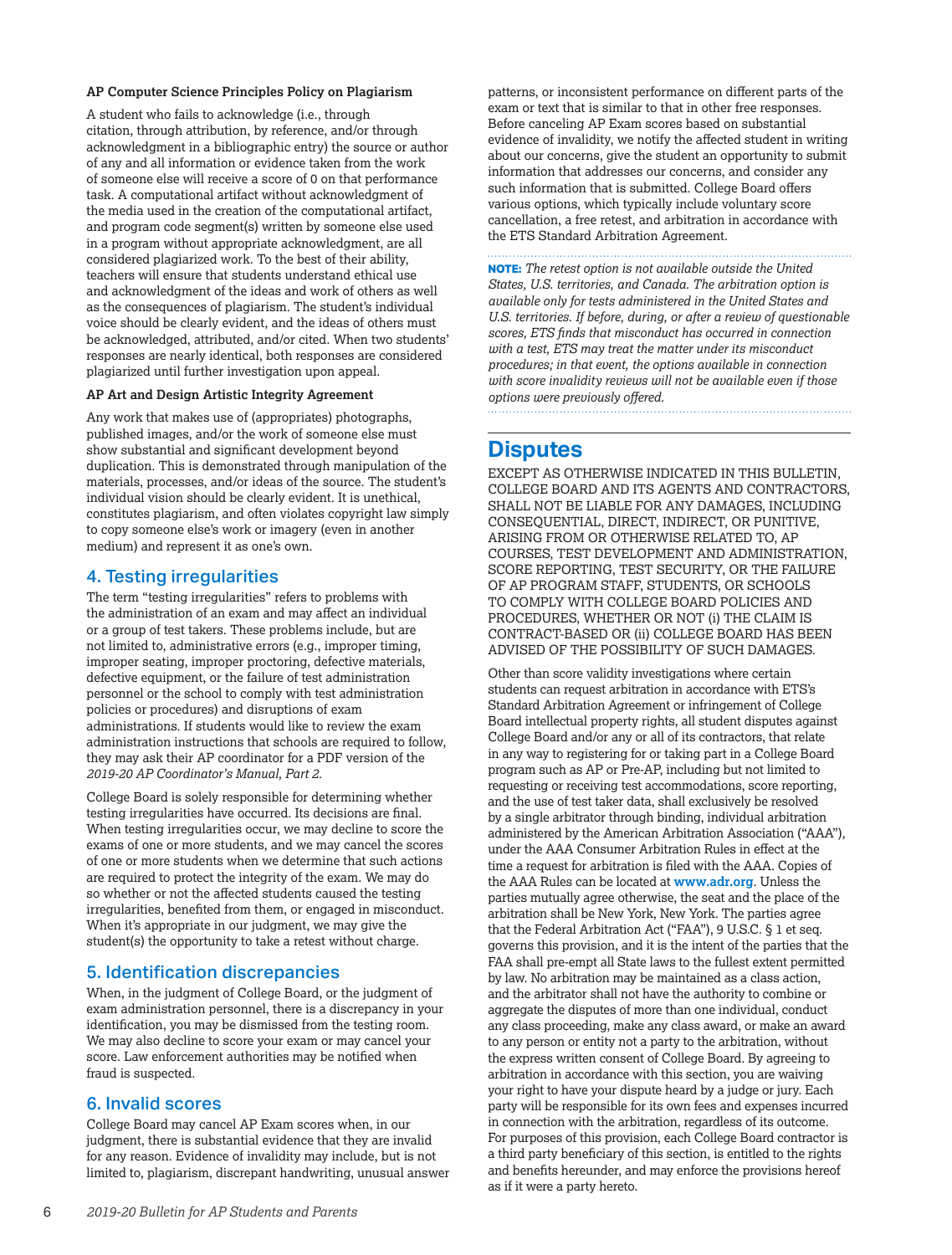**AP Computer Science Principles Policy on Plagiarism**

A student who fails to acknowledge (i.e., through citation, through attribution, by reference, and/or through acknowledgment in a bibliographic entry) the source or author of any and all information or evidence taken from the work of someone else will receive a score of 0 on that performance task. A computational artifact without acknowledgment of the media used in the creation of the computational artifact, and program code segment(s) written by someone else used in a program without appropriate acknowledgment, are all considered plagiarized work. To the best of their ability, teachers will ensure that students understand ethical use and acknowledgment of the ideas and work of others as well as the consequences of plagiarism. The student's individual voice should be clearly evident, and the ideas of others must be acknowledged, attributed, and/or cited. When two students' responses are nearly identical, both responses are considered plagiarized until further investigation upon appeal.

**AP Art and Design Artistic Integrity Agreement**

Any work that makes use of (appropriates) photographs, published images, and/or the work of someone else must show substantial and significant development beyond duplication. This is demonstrated through manipulation of the materials, processes, and/or ideas of the source. The student's individual vision should be clearly evident. It is unethical, constitutes plagiarism, and often violates copyright law simply to copy someone else's work or imagery (even in another medium) and represent it as one's own.

## 4. Testing irregularities

The term "testing irregularities" refers to problems with the administration of an exam and may affect an individual or a group of test takers. These problems include, but are not limited to, administrative errors (e.g., improper timing, improper seating, improper proctoring, defective materials, defective equipment, or the failure of test administration personnel or the school to comply with test administration policies or procedures) and disruptions of exam administrations. If students would like to review the exam administration instructions that schools are required to follow, they may ask their AP coordinator for a PDF version of the *2019-20 AP Coordinator's Manual, Part 2.*

College Board is solely responsible for determining whether testing irregularities have occurred. Its decisions are final. When testing irregularities occur, we may decline to score the exams of one or more students, and we may cancel the scores of one or more students when we determine that such actions are required to protect the integrity of the exam. We may do so whether or not the affected students caused the testing irregularities, benefited from them, or engaged in misconduct. When it's appropriate in our judgment, we may give the student(s) the opportunity to take a retest without charge.

## 5. Identification discrepancies

When, in the judgment of College Board, or the judgment of exam administration personnel, there is a discrepancy in your identification, you may be dismissed from the testing room. We may also decline to score your exam or may cancel your score. Law enforcement authorities may be notified when fraud is suspected.

## 6. Invalid scores

College Board may cancel AP Exam scores when, in our judgment, there is substantial evidence that they are invalid for any reason. Evidence of invalidity may include, but is not limited to, plagiarism, discrepant handwriting, unusual answer patterns, or inconsistent performance on different parts of the exam or text that is similar to that in other free responses. Before canceling AP Exam scores based on substantial evidence of invalidity, we notify the affected student in writing about our concerns, give the student an opportunity to submit information that addresses our concerns, and consider any such information that is submitted. College Board offers various options, which typically include voluntary score cancellation, a free retest, and arbitration in accordance with the ETS Standard Arbitration Agreement.

**NOTE:** *The retest option is not available outside the United States, U.S. territories, and Canada. The arbitration option is available only for tests administered in the United States and U.S. territories. If before, during, or after a review of questionable scores, ETS finds that misconduct has occurred in connection with a test, ETS may treat the matter under its misconduct procedures; in that event, the options available in connection with score invalidity reviews will not be available even if those options were previously offered.*

# Disputes

EXCEPT AS OTHERWISE INDICATED IN THIS BULLETIN, COLLEGE BOARD AND ITS AGENTS AND CONTRACTORS, SHALL NOT BE LIABLE FOR ANY DAMAGES, INCLUDING CONSEQUENTIAL, DIRECT, INDIRECT, OR PUNITIVE, ARISING FROM OR OTHERWISE RELATED TO, AP COURSES, TEST DEVELOPMENT AND ADMINISTRATION, SCORE REPORTING, TEST SECURITY, OR THE FAILURE OF AP PROGRAM STAFF, STUDENTS, OR SCHOOLS TO COMPLY WITH COLLEGE BOARD POLICIES AND PROCEDURES, WHETHER OR NOT (i) THE CLAIM IS CONTRACT-BASED OR (ii) COLLEGE BOARD HAS BEEN ADVISED OF THE POSSIBILITY OF SUCH DAMAGES.

Other than score validity investigations where certain students can request arbitration in accordance with ETS's Standard Arbitration Agreement or infringement of College Board intellectual property rights, all student disputes against College Board and/or any or all of its contractors, that relate in any way to registering for or taking part in a College Board program such as AP or Pre-AP, including but not limited to requesting or receiving test accommodations, score reporting, and the use of test taker data, shall exclusively be resolved by a single arbitrator through binding, individual arbitration administered by the American Arbitration Association ("AAA"), under the AAA Consumer Arbitration Rules in effect at the time a request for arbitration is filed with the AAA. Copies of the AAA Rules can be located at **www.adr.org**. Unless the parties mutually agree otherwise, the seat and the place of the arbitration shall be New York, New York. The parties agree that the Federal Arbitration Act ("FAA"), 9 U.S.C. § 1 et seq. governs this provision, and it is the intent of the parties that the FAA shall pre-empt all State laws to the fullest extent permitted by law. No arbitration may be maintained as a class action, and the arbitrator shall not have the authority to combine or aggregate the disputes of more than one individual, conduct any class proceeding, make any class award, or make an award to any person or entity not a party to the arbitration, without the express written consent of College Board. By agreeing to arbitration in accordance with this section, you are waiving your right to have your dispute heard by a judge or jury. Each party will be responsible for its own fees and expenses incurred in connection with the arbitration, regardless of its outcome. For purposes of this provision, each College Board contractor is a third party beneficiary of this section, is entitled to the rights and benefits hereunder, and may enforce the provisions hereof as if it were a party hereto.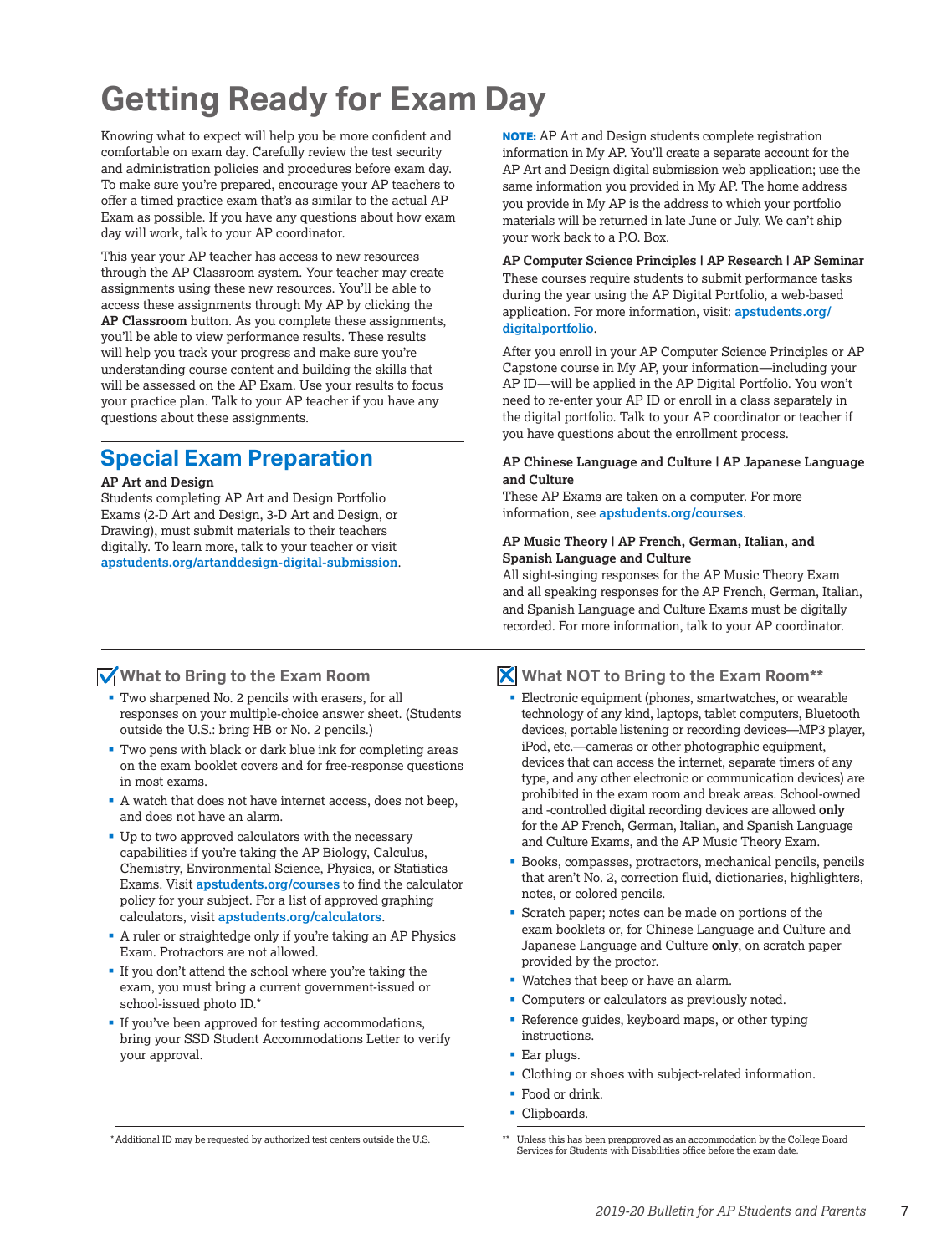# Getting Ready for Exam Day

Knowing what to expect will help you be more confident and comfortable on exam day. Carefully review the test security and administration policies and procedures before exam day. To make sure you're prepared, encourage your AP teachers to offer a timed practice exam that's as similar to the actual AP Exam as possible. If you have any questions about how exam day will work, talk to your AP coordinator.

This year your AP teacher has access to new resources through the AP Classroom system. Your teacher may create assignments using these new resources. You'll be able to access these assignments through My AP by clicking the **AP Classroom** button. As you complete these assignments, you'll be able to view performance results. These results will help you track your progress and make sure you're understanding course content and building the skills that will be assessed on the AP Exam. Use your results to focus your practice plan. Talk to your AP teacher if you have any questions about these assignments.

## Special Exam Preparation

**AP Art and Design**

Students completing AP Art and Design Portfolio Exams (2-D Art and Design, 3-D Art and Design, or Drawing), must submit materials to their teachers digitally. To learn more, talk to your teacher or visit **apstudents.org/artanddesign-digital-submission**.

**NOTE:** AP Art and Design students complete registration information in My AP. You'll create a separate account for the AP Art and Design digital submission web application; use the same information you provided in My AP. The home address you provide in My AP is the address to which your portfolio materials will be returned in late June or July. We can't ship your work back to a P.O. Box.

**AP Computer Science Principles | AP Research | AP Seminar**

These courses require students to submit performance tasks during the year using the AP Digital Portfolio, a web-based application. For more information, visit: **apstudents.org/digitalportfolio**.

After you enroll in your AP Computer Science Principles or AP Capstone course in My AP, your information—including your AP ID—will be applied in the AP Digital Portfolio. You won't need to re-enter your AP ID or enroll in a class separately in the digital portfolio. Talk to your AP coordinator or teacher if you have questions about the enrollment process.

**AP Chinese Language and Culture | AP Japanese Language and Culture**

These AP Exams are taken on a computer. For more information, see **apstudents.org/courses**.

**AP Music Theory | AP French, German, Italian, and Spanish Language and Culture**

All sight-singing responses for the AP Music Theory Exam and all speaking responses for the AP French, German, Italian, and Spanish Language and Culture Exams must be digitally recorded. For more information, talk to your AP coordinator.

### ✓ What to Bring to the Exam Room

- Two sharpened No. 2 pencils with erasers, for all responses on your multiple-choice answer sheet. (Students outside the U.S.: bring HB or No. 2 pencils.)
- Two pens with black or dark blue ink for completing areas on the exam booklet covers and for free-response questions in most exams.
- A watch that does not have internet access, does not beep, and does not have an alarm.
- Up to two approved calculators with the necessary capabilities if you're taking the AP Biology, Calculus, Chemistry, Environmental Science, Physics, or Statistics Exams. Visit **apstudents.org/courses** to find the calculator policy for your subject. For a list of approved graphing calculators, visit **apstudents.org/calculators**.
- A ruler or straightedge only if you're taking an AP Physics Exam. Protractors are not allowed.
- If you don't attend the school where you're taking the exam, you must bring a current government-issued or school-issued photo ID.*
- If you've been approved for testing accommodations, bring your SSD Student Accommodations Letter to verify your approval.

*Additional ID may be requested by authorized test centers outside the U.S.

### ✗ What NOT to Bring to the Exam Room**

- Electronic equipment (phones, smartwatches, or wearable technology of any kind, laptops, tablet computers, Bluetooth devices, portable listening or recording devices—MP3 player, iPod, etc.—cameras or other photographic equipment, devices that can access the internet, separate timers of any type, and any other electronic or communication devices) are prohibited in the exam room and break areas. School-owned and -controlled digital recording devices are allowed **only** for the AP French, German, Italian, and Spanish Language and Culture Exams, and the AP Music Theory Exam.
- Books, compasses, protractors, mechanical pencils, pencils that aren't No. 2, correction fluid, dictionaries, highlighters, notes, or colored pencils.
- Scratch paper; notes can be made on portions of the exam booklets or, for Chinese Language and Culture and Japanese Language and Culture **only**, on scratch paper provided by the proctor.
- Watches that beep or have an alarm.
- Computers or calculators as previously noted.
- Reference guides, keyboard maps, or other typing instructions.
- Ear plugs.
- Clothing or shoes with subject-related information.
- Food or drink.
- Clipboards.

** Unless this has been preapproved as an accommodation by the College Board Services for Students with Disabilities office before the exam date.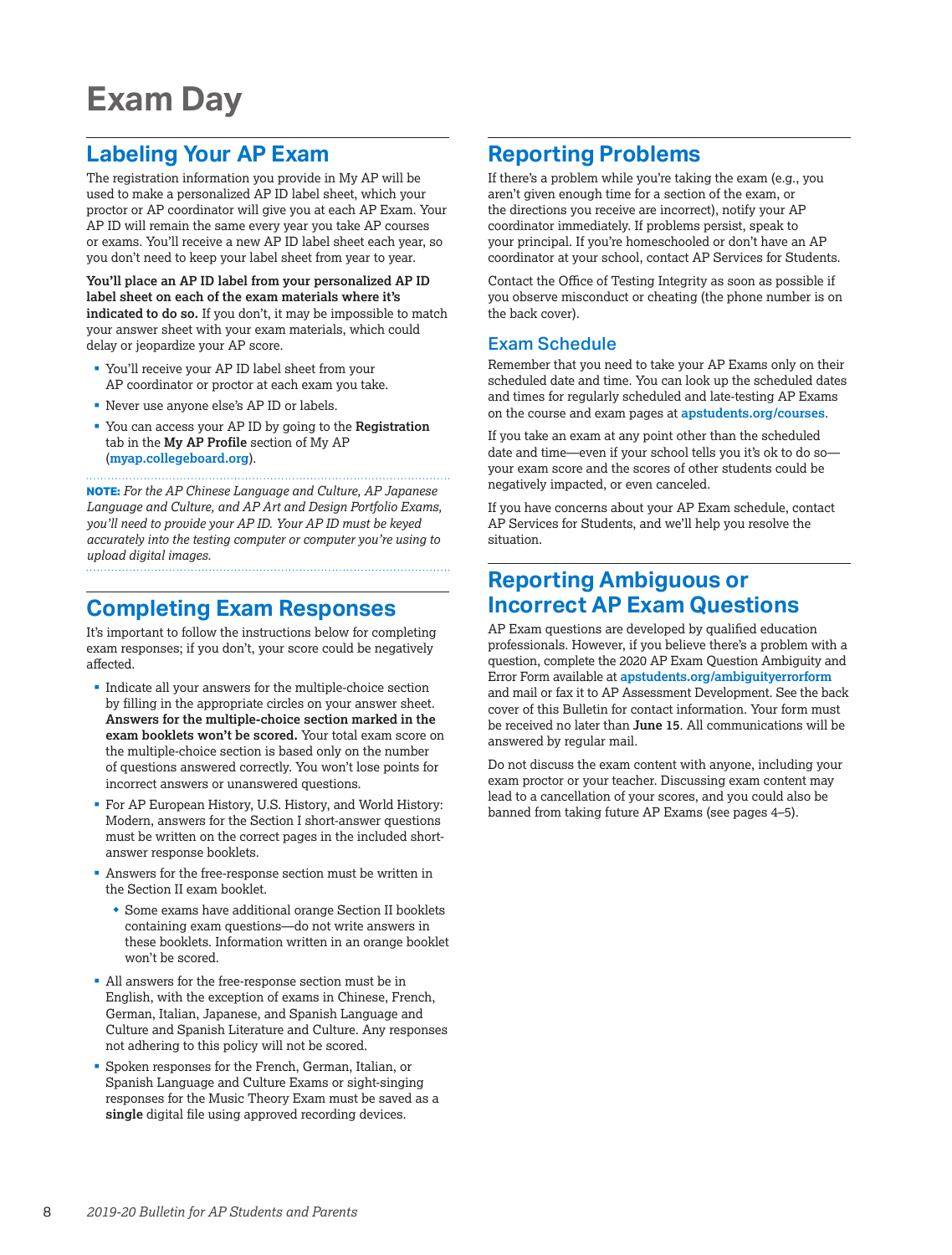# Exam Day

## Labeling Your AP Exam

The registration information you provide in My AP will be used to make a personalized AP ID label sheet, which your proctor or AP coordinator will give you at each AP Exam. Your AP ID will remain the same every year you take AP courses or exams. You'll receive a new AP ID label sheet each year, so you don't need to keep your label sheet from year to year.

**You'll place an AP ID label from your personalized AP ID label sheet on each of the exam materials where it's indicated to do so.** If you don't, it may be impossible to match your answer sheet with your exam materials, which could delay or jeopardize your AP score.

- You'll receive your AP ID label sheet from your AP coordinator or proctor at each exam you take.
- Never use anyone else's AP ID or labels.
- You can access your AP ID by going to the **Registration** tab in the **My AP Profile** section of My AP (**myap.collegeboard.org**).

**NOTE:** *For the AP Chinese Language and Culture, AP Japanese Language and Culture, and AP Art and Design Portfolio Exams, you'll need to provide your AP ID. Your AP ID must be keyed accurately into the testing computer or computer you're using to upload digital images.*

## Completing Exam Responses

It's important to follow the instructions below for completing exam responses; if you don't, your score could be negatively affected.

- Indicate all your answers for the multiple-choice section by filling in the appropriate circles on your answer sheet. **Answers for the multiple-choice section marked in the exam booklets won't be scored.** Your total exam score on the multiple-choice section is based only on the number of questions answered correctly. You won't lose points for incorrect answers or unanswered questions.
- For AP European History, U.S. History, and World History: Modern, answers for the Section I short-answer questions must be written on the correct pages in the included short-answer response booklets.
- Answers for the free-response section must be written in the Section II exam booklet.
  - Some exams have additional orange Section II booklets containing exam questions—do not write answers in these booklets. Information written in an orange booklet won't be scored.
- All answers for the free-response section must be in English, with the exception of exams in Chinese, French, German, Italian, Japanese, and Spanish Language and Culture and Spanish Literature and Culture. Any responses not adhering to this policy will not be scored.
- Spoken responses for the French, German, Italian, or Spanish Language and Culture Exams or sight-singing responses for the Music Theory Exam must be saved as a **single** digital file using approved recording devices.

## Reporting Problems

If there's a problem while you're taking the exam (e.g., you aren't given enough time for a section of the exam, or the directions you receive are incorrect), notify your AP coordinator immediately. If problems persist, speak to your principal. If you're homeschooled or don't have an AP coordinator at your school, contact AP Services for Students.

Contact the Office of Testing Integrity as soon as possible if you observe misconduct or cheating (the phone number is on the back cover).

### Exam Schedule

Remember that you need to take your AP Exams only on their scheduled date and time. You can look up the scheduled dates and times for regularly scheduled and late-testing AP Exams on the course and exam pages at **apstudents.org/courses**.

If you take an exam at any point other than the scheduled date and time—even if your school tells you it's ok to do so—your exam score and the scores of other students could be negatively impacted, or even canceled.

If you have concerns about your AP Exam schedule, contact AP Services for Students, and we'll help you resolve the situation.

## Reporting Ambiguous or Incorrect AP Exam Questions

AP Exam questions are developed by qualified education professionals. However, if you believe there's a problem with a question, complete the 2020 AP Exam Question Ambiguity and Error Form available at **apstudents.org/ambiguityerrorform** and mail or fax it to AP Assessment Development. See the back cover of this Bulletin for contact information. Your form must be received no later than **June 15**. All communications will be answered by regular mail.

Do not discuss the exam content with anyone, including your exam proctor or your teacher. Discussing exam content may lead to a cancellation of your scores, and you could also be banned from taking future AP Exams (see pages 4–5).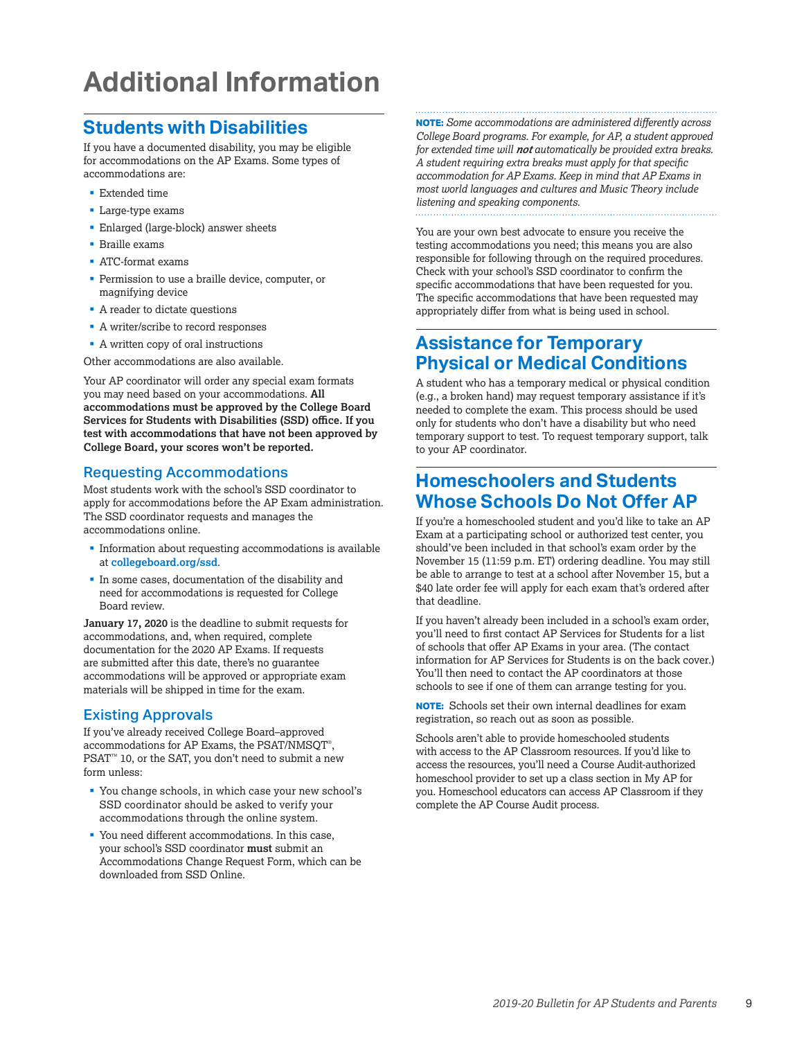# Additional Information

## Students with Disabilities

If you have a documented disability, you may be eligible for accommodations on the AP Exams. Some types of accommodations are:

- Extended time
- Large-type exams
- Enlarged (large-block) answer sheets
- Braille exams
- ATC-format exams
- Permission to use a braille device, computer, or magnifying device
- A reader to dictate questions
- A writer/scribe to record responses
- A written copy of oral instructions

Other accommodations are also available.

Your AP coordinator will order any special exam formats you may need based on your accommodations. **All accommodations must be approved by the College Board Services for Students with Disabilities (SSD) office. If you test with accommodations that have not been approved by College Board, your scores won't be reported.**

### Requesting Accommodations

Most students work with the school's SSD coordinator to apply for accommodations before the AP Exam administration. The SSD coordinator requests and manages the accommodations online.

- Information about requesting accommodations is available at **collegeboard.org/ssd**.
- In some cases, documentation of the disability and need for accommodations is requested for College Board review.

**January 17, 2020** is the deadline to submit requests for accommodations, and, when required, complete documentation for the 2020 AP Exams. If requests are submitted after this date, there's no guarantee accommodations will be approved or appropriate exam materials will be shipped in time for the exam.

### Existing Approvals

If you've already received College Board–approved accommodations for AP Exams, the PSAT/NMSQT®, PSAT™ 10, or the SAT, you don't need to submit a new form unless:

- You change schools, in which case your new school's SSD coordinator should be asked to verify your accommodations through the online system.
- You need different accommodations. In this case, your school's SSD coordinator **must** submit an Accommodations Change Request Form, which can be downloaded from SSD Online.

**NOTE:** *Some accommodations are administered differently across College Board programs. For example, for AP, a student approved for extended time will **not** automatically be provided extra breaks. A student requiring extra breaks must apply for that specific accommodation for AP Exams. Keep in mind that AP Exams in most world languages and cultures and Music Theory include listening and speaking components.*

You are your own best advocate to ensure you receive the testing accommodations you need; this means you are also responsible for following through on the required procedures. Check with your school's SSD coordinator to confirm the specific accommodations that have been requested for you. The specific accommodations that have been requested may appropriately differ from what is being used in school.

## Assistance for Temporary Physical or Medical Conditions

A student who has a temporary medical or physical condition (e.g., a broken hand) may request temporary assistance if it's needed to complete the exam. This process should be used only for students who don't have a disability but who need temporary support to test. To request temporary support, talk to your AP coordinator.

## Homeschoolers and Students Whose Schools Do Not Offer AP

If you're a homeschooled student and you'd like to take an AP Exam at a participating school or authorized test center, you should've been included in that school's exam order by the November 15 (11:59 p.m. ET) ordering deadline. You may still be able to arrange to test at a school after November 15, but a $40 late order fee will apply for each exam that's ordered after that deadline.

If you haven't already been included in a school's exam order, you'll need to first contact AP Services for Students for a list of schools that offer AP Exams in your area. (The contact information for AP Services for Students is on the back cover.) You'll then need to contact the AP coordinators at those schools to see if one of them can arrange testing for you.

**NOTE:** Schools set their own internal deadlines for exam registration, so reach out as soon as possible.

Schools aren't able to provide homeschooled students with access to the AP Classroom resources. If you'd like to access the resources, you'll need a Course Audit-authorized homeschool provider to set up a class section in My AP for you. Homeschool educators can access AP Classroom if they complete the AP Course Audit process.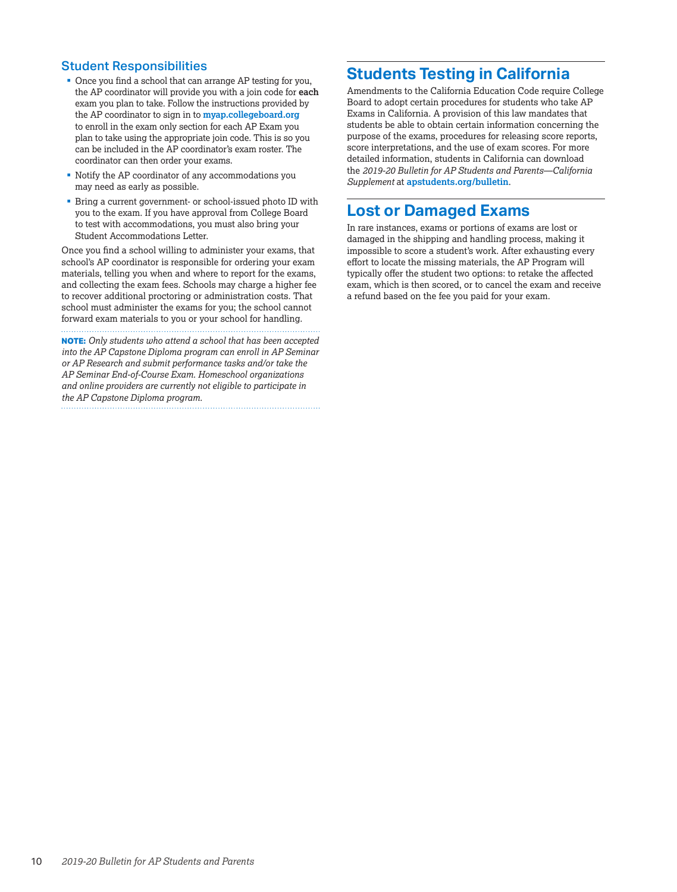### Student Responsibilities

- Once you find a school that can arrange AP testing for you, the AP coordinator will provide you with a join code for **each** exam you plan to take. Follow the instructions provided by the AP coordinator to sign in to **myap.collegeboard.org** to enroll in the exam only section for each AP Exam you plan to take using the appropriate join code. This is so you can be included in the AP coordinator's exam roster. The coordinator can then order your exams.
- Notify the AP coordinator of any accommodations you may need as early as possible.
- Bring a current government- or school-issued photo ID with you to the exam. If you have approval from College Board to test with accommodations, you must also bring your Student Accommodations Letter.

Once you find a school willing to administer your exams, that school's AP coordinator is responsible for ordering your exam materials, telling you when and where to report for the exams, and collecting the exam fees. Schools may charge a higher fee to recover additional proctoring or administration costs. That school must administer the exams for you; the school cannot forward exam materials to you or your school for handling.

**NOTE:** *Only students who attend a school that has been accepted into the AP Capstone Diploma program can enroll in AP Seminar or AP Research and submit performance tasks and/or take the AP Seminar End-of-Course Exam. Homeschool organizations and online providers are currently not eligible to participate in the AP Capstone Diploma program.*

## Students Testing in California

Amendments to the California Education Code require College Board to adopt certain procedures for students who take AP Exams in California. A provision of this law mandates that students be able to obtain certain information concerning the purpose of the exams, procedures for releasing score reports, score interpretations, and the use of exam scores. For more detailed information, students in California can download the *2019-20 Bulletin for AP Students and Parents—California Supplement* at **apstudents.org/bulletin**.

## Lost or Damaged Exams

In rare instances, exams or portions of exams are lost or damaged in the shipping and handling process, making it impossible to score a student's work. After exhausting every effort to locate the missing materials, the AP Program will typically offer the student two options: to retake the affected exam, which is then scored, or to cancel the exam and receive a refund based on the fee you paid for your exam.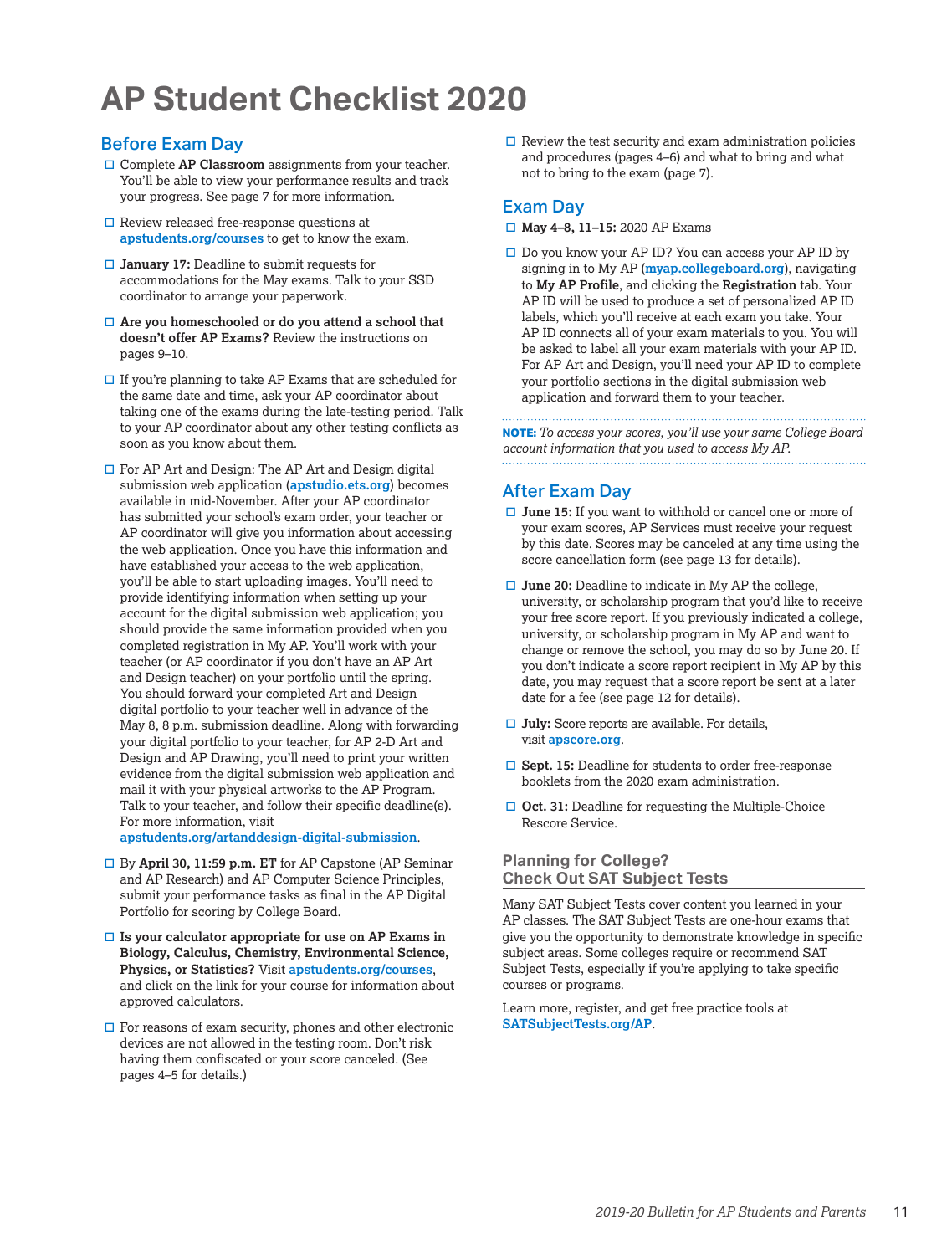# AP Student Checklist 2020

## Before Exam Day

- ☐ Complete **AP Classroom** assignments from your teacher. You'll be able to view your performance results and track your progress. See page 7 for more information.
- ☐ Review released free-response questions at **apstudents.org/courses** to get to know the exam.
- ☐ **January 17:** Deadline to submit requests for accommodations for the May exams. Talk to your SSD coordinator to arrange your paperwork.
- ☐ **Are you homeschooled or do you attend a school that doesn't offer AP Exams?** Review the instructions on pages 9–10.
- ☐ If you're planning to take AP Exams that are scheduled for the same date and time, ask your AP coordinator about taking one of the exams during the late-testing period. Talk to your AP coordinator about any other testing conflicts as soon as you know about them.
- ☐ For AP Art and Design: The AP Art and Design digital submission web application (**apstudio.ets.org**) becomes available in mid-November. After your AP coordinator has submitted your school's exam order, your teacher or AP coordinator will give you information about accessing the web application. Once you have this information and have established your access to the web application, you'll be able to start uploading images. You'll need to provide identifying information when setting up your account for the digital submission web application; you should provide the same information provided when you completed registration in My AP. You'll work with your teacher (or AP coordinator if you don't have an AP Art and Design teacher) on your portfolio until the spring. You should forward your completed Art and Design digital portfolio to your teacher well in advance of the May 8, 8 p.m. submission deadline. Along with forwarding your digital portfolio to your teacher, for AP 2-D Art and Design and AP Drawing, you'll need to print your written evidence from the digital submission web application and mail it with your physical artworks to the AP Program. Talk to your teacher, and follow their specific deadline(s). For more information, visit **apstudents.org/artanddesign-digital-submission**.
- ☐ By **April 30, 11:59 p.m. ET** for AP Capstone (AP Seminar and AP Research) and AP Computer Science Principles, submit your performance tasks as final in the AP Digital Portfolio for scoring by College Board.
- ☐ **Is your calculator appropriate for use on AP Exams in Biology, Calculus, Chemistry, Environmental Science, Physics, or Statistics?** Visit **apstudents.org/courses**, and click on the link for your course for information about approved calculators.
- ☐ For reasons of exam security, phones and other electronic devices are not allowed in the testing room. Don't risk having them confiscated or your score canceled. (See pages 4–5 for details.)
- ☐ Review the test security and exam administration policies and procedures (pages 4–6) and what to bring and what not to bring to the exam (page 7).

## Exam Day

- ☐ **May 4–8, 11–15:** 2020 AP Exams
- ☐ Do you know your AP ID? You can access your AP ID by signing in to My AP (**myap.collegeboard.org**), navigating to **My AP Profile**, and clicking the **Registration** tab. Your AP ID will be used to produce a set of personalized AP ID labels, which you'll receive at each exam you take. Your AP ID connects all of your exam materials to you. You will be asked to label all your exam materials with your AP ID. For AP Art and Design, you'll need your AP ID to complete your portfolio sections in the digital submission web application and forward them to your teacher.

**NOTE:** *To access your scores, you'll use your same College Board account information that you used to access My AP.*

## After Exam Day

- ☐ **June 15:** If you want to withhold or cancel one or more of your exam scores, AP Services must receive your request by this date. Scores may be canceled at any time using the score cancellation form (see page 13 for details).
- ☐ **June 20:** Deadline to indicate in My AP the college, university, or scholarship program that you'd like to receive your free score report. If you previously indicated a college, university, or scholarship program in My AP and want to change or remove the school, you may do so by June 20. If you don't indicate a score report recipient in My AP by this date, you may request that a score report be sent at a later date for a fee (see page 12 for details).
- ☐ **July:** Score reports are available. For details, visit **apscore.org**.
- ☐ **Sept. 15:** Deadline for students to order free-response booklets from the 2020 exam administration.
- ☐ **Oct. 31:** Deadline for requesting the Multiple-Choice Rescore Service.

### Planning for College? Check Out SAT Subject Tests

Many SAT Subject Tests cover content you learned in your AP classes. The SAT Subject Tests are one-hour exams that give you the opportunity to demonstrate knowledge in specific subject areas. Some colleges require or recommend SAT Subject Tests, especially if you're applying to take specific courses or programs.

Learn more, register, and get free practice tools at **SATSubjectTests.org/AP**.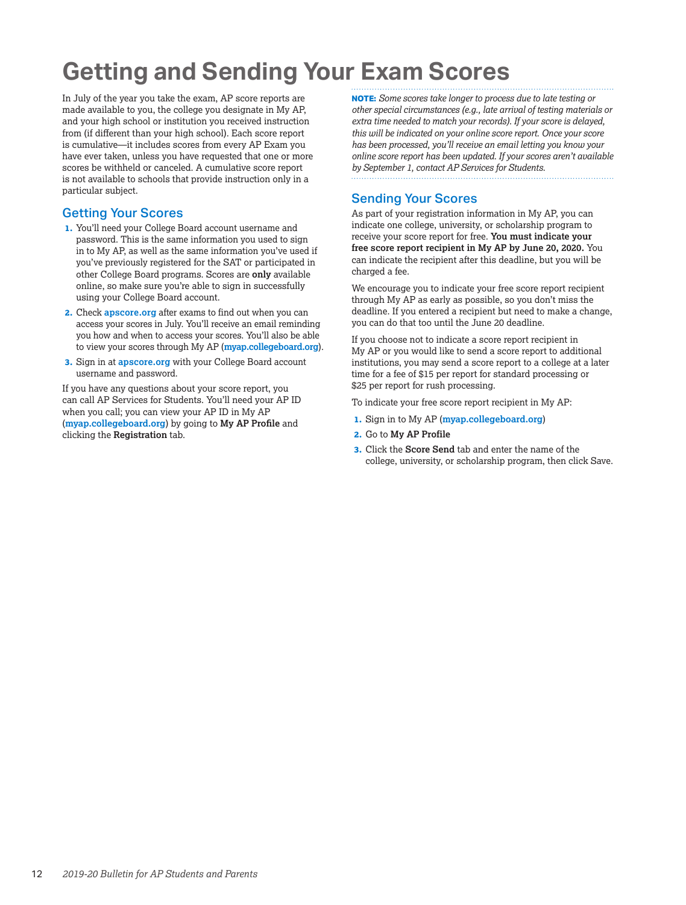# Getting and Sending Your Exam Scores

In July of the year you take the exam, AP score reports are made available to you, the college you designate in My AP, and your high school or institution you received instruction from (if different than your high school). Each score report is cumulative—it includes scores from every AP Exam you have ever taken, unless you have requested that one or more scores be withheld or canceled. A cumulative score report is not available to schools that provide instruction only in a particular subject.

## Getting Your Scores

1. You'll need your College Board account username and password. This is the same information you used to sign in to My AP, as well as the same information you've used if you've previously registered for the SAT or participated in other College Board programs. Scores are **only** available online, so make sure you're able to sign in successfully using your College Board account.
2. Check **apscore.org** after exams to find out when you can access your scores in July. You'll receive an email reminding you how and when to access your scores. You'll also be able to view your scores through My AP (**myap.collegeboard.org**).
3. Sign in at **apscore.org** with your College Board account username and password.

If you have any questions about your score report, you can call AP Services for Students. You'll need your AP ID when you call; you can view your AP ID in My AP (**myap.collegeboard.org**) by going to **My AP Profile** and clicking the **Registration** tab.

**NOTE:** *Some scores take longer to process due to late testing or other special circumstances (e.g., late arrival of testing materials or extra time needed to match your records). If your score is delayed, this will be indicated on your online score report. Once your score has been processed, you'll receive an email letting you know your online score report has been updated. If your scores aren't available by September 1, contact AP Services for Students.*

## Sending Your Scores

As part of your registration information in My AP, you can indicate one college, university, or scholarship program to receive your score report for free. **You must indicate your free score report recipient in My AP by June 20, 2020.** You can indicate the recipient after this deadline, but you will be charged a fee.

We encourage you to indicate your free score report recipient through My AP as early as possible, so you don't miss the deadline. If you entered a recipient but need to make a change, you can do that too until the June 20 deadline.

If you choose not to indicate a score report recipient in My AP or you would like to send a score report to additional institutions, you may send a score report to a college at a later time for a fee of $15 per report for standard processing or $25 per report for rush processing.

To indicate your free score report recipient in My AP:

1. Sign in to My AP (**myap.collegeboard.org**)
2. Go to **My AP Profile**
3. Click the **Score Send** tab and enter the name of the college, university, or scholarship program, then click Save.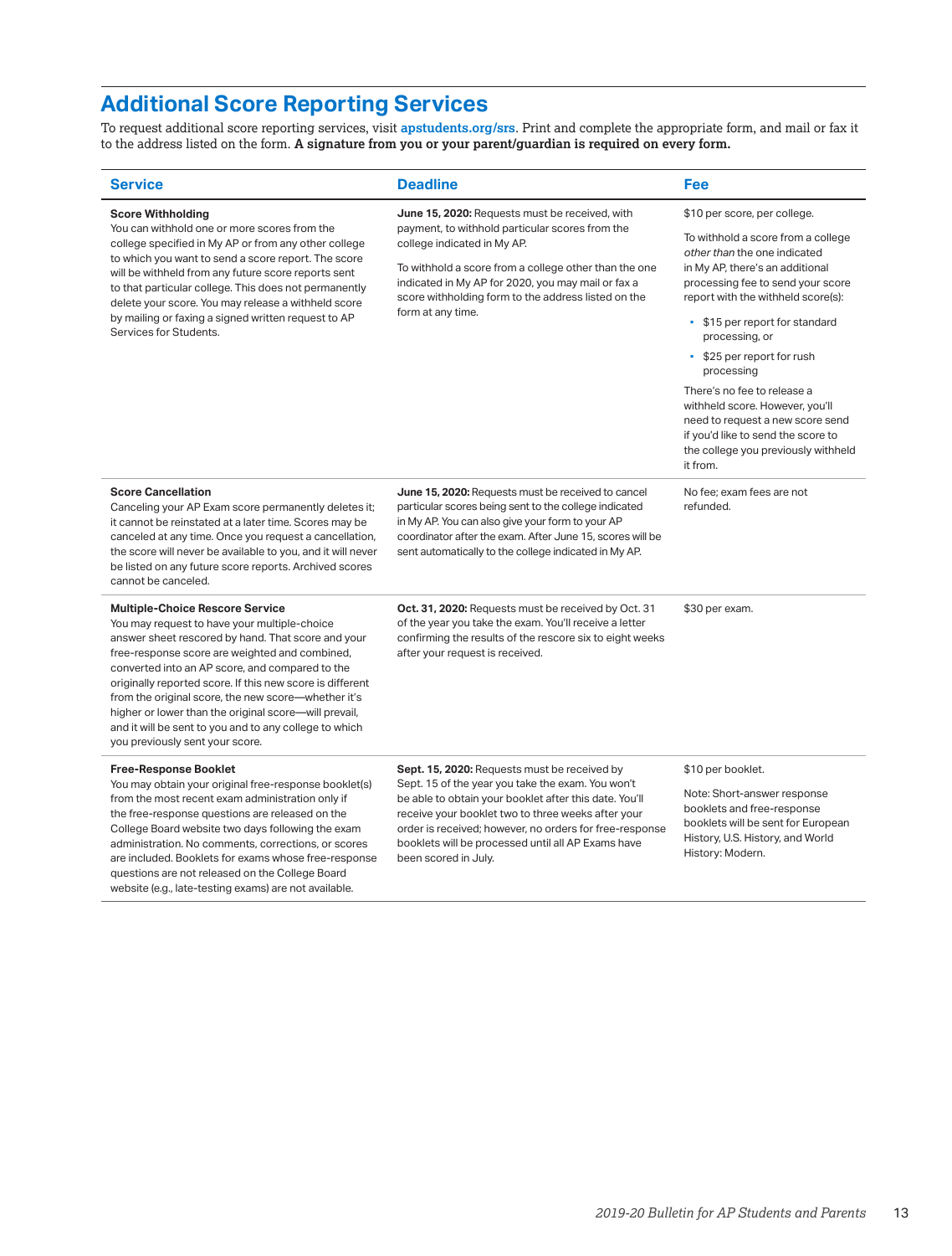## Additional Score Reporting Services

To request additional score reporting services, visit **apstudents.org/srs**. Print and complete the appropriate form, and mail or fax it to the address listed on the form. **A signature from you or your parent/guardian is required on every form.**

| Service | Deadline | Fee |
|---|---|---|
| **Score Withholding**<br>You can withhold one or more scores from the college specified in My AP or from any other college to which you want to send a score report. The score will be withheld from any future score reports sent to that particular college. This does not permanently delete your score. You may release a withheld score by mailing or faxing a signed written request to AP Services for Students. | **June 15, 2020:** Requests must be received, with payment, to withhold particular scores from the college indicated in My AP.<br><br>To withhold a score from a college other than the one indicated in My AP for 2020, you may mail or fax a score withholding form to the address listed on the form at any time. | $10 per score, per college.<br><br>To withhold a score from a college *other than* the one indicated in My AP, there's an additional processing fee to send your score report with the withheld score(s):<br>• $15 per report for standard processing, or<br>• $25 per report for rush processing<br><br>There's no fee to release a withheld score. However, you'll need to request a new score send if you'd like to send the score to the college you previously withheld it from. |
| **Score Cancellation**<br>Canceling your AP Exam score permanently deletes it; it cannot be reinstated at a later time. Scores may be canceled at any time. Once you request a cancellation, the score will never be available to you, and it will never be listed on any future score reports. Archived scores cannot be canceled. | **June 15, 2020:** Requests must be received to cancel particular scores being sent to the college indicated in My AP. You can also give your form to your AP coordinator after the exam. After June 15, scores will be sent automatically to the college indicated in My AP. | No fee; exam fees are not refunded. |
| **Multiple-Choice Rescore Service**<br>You may request to have your multiple-choice answer sheet rescored by hand. That score and your free-response score are weighted and combined, converted into an AP score, and compared to the originally reported score. If this new score is different from the original score, the new score—whether it's higher or lower than the original score—will prevail, and it will be sent to you and to any college to which you previously sent your score. | **Oct. 31, 2020:** Requests must be received by Oct. 31 of the year you take the exam. You'll receive a letter confirming the results of the rescore six to eight weeks after your request is received. | $30 per exam. |
| **Free-Response Booklet**<br>You may obtain your original free-response booklet(s) from the most recent exam administration only if the free-response questions are released on the College Board website two days following the exam administration. No comments, corrections, or scores are included. Booklets for exams whose free-response questions are not released on the College Board website (e.g., late-testing exams) are not available. | **Sept. 15, 2020:** Requests must be received by Sept. 15 of the year you take the exam. You won't be able to obtain your booklet after this date. You'll receive your booklet two to three weeks after your order is received; however, no orders for free-response booklets will be processed until all AP Exams have been scored in July. | $10 per booklet.<br><br>Note: Short-answer response booklets and free-response booklets will be sent for European History, U.S. History, and World History: Modern. |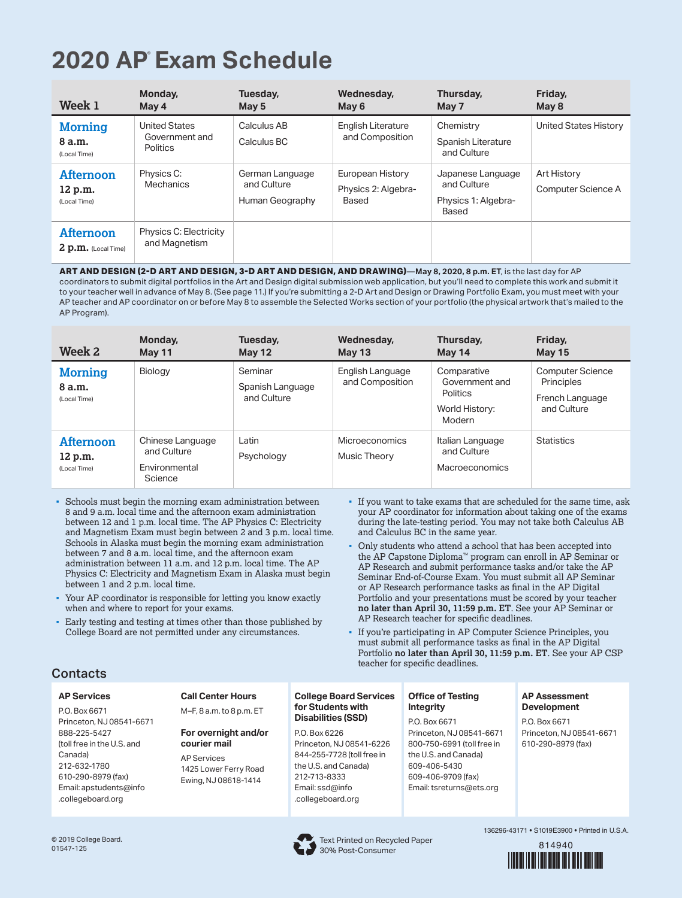# 2020 AP® Exam Schedule

| Week 1 | Monday, May 4 | Tuesday, May 5 | Wednesday, May 6 | Thursday, May 7 | Friday, May 8 |
|---|---|---|---|---|---|
| **Morning** 8 a.m. (Local Time) | United States Government and Politics | Calculus AB<br>Calculus BC | English Literature and Composition | Chemistry<br>Spanish Literature and Culture | United States History |
| **Afternoon** 12 p.m. (Local Time) | Physics C: Mechanics | German Language and Culture<br>Human Geography | European History<br>Physics 2: Algebra-Based | Japanese Language and Culture<br>Physics 1: Algebra-Based | Art History<br>Computer Science A |
| **Afternoon** 2 p.m. (Local Time) | Physics C: Electricity and Magnetism | | | | |

**ART AND DESIGN (2-D ART AND DESIGN, 3-D ART AND DESIGN, AND DRAWING)—May 8, 2020, 8 p.m. ET**, is the last day for AP coordinators to submit digital portfolios in the Art and Design digital submission web application, but you'll need to complete this work and submit it to your teacher well in advance of May 8. (See page 11.) If you're submitting a 2-D Art and Design or Drawing Portfolio Exam, you must meet with your AP teacher and AP coordinator on or before May 8 to assemble the Selected Works section of your portfolio (the physical artwork that's mailed to the AP Program).

| Week 2 | Monday, May 11 | Tuesday, May 12 | Wednesday, May 13 | Thursday, May 14 | Friday, May 15 |
|---|---|---|---|---|---|
| **Morning** 8 a.m. (Local Time) | Biology | Seminar<br>Spanish Language and Culture | English Language and Composition | Comparative Government and Politics<br>World History: Modern | Computer Science Principles<br>French Language and Culture |
| **Afternoon** 12 p.m. (Local Time) | Chinese Language and Culture<br>Environmental Science | Latin<br>Psychology | Microeconomics<br>Music Theory | Italian Language and Culture<br>Macroeconomics | Statistics |

- Schools must begin the morning exam administration between 8 and 9 a.m. local time and the afternoon exam administration between 12 and 1 p.m. local time. The AP Physics C: Electricity and Magnetism Exam must begin between 2 and 3 p.m. local time. Schools in Alaska must begin the morning exam administration between 7 and 8 a.m. local time, and the afternoon exam administration between 11 a.m. and 12 p.m. local time. The AP Physics C: Electricity and Magnetism Exam in Alaska must begin between 1 and 2 p.m. local time.
- Your AP coordinator is responsible for letting you know exactly when and where to report for your exams.
- Early testing and testing at times other than those published by College Board are not permitted under any circumstances.
- If you want to take exams that are scheduled for the same time, ask your AP coordinator for information about taking one of the exams during the late-testing period. You may not take both Calculus AB and Calculus BC in the same year.
- Only students who attend a school that has been accepted into the AP Capstone Diploma™ program can enroll in AP Seminar or AP Research and submit performance tasks and/or take the AP Seminar End-of-Course Exam. You must submit all AP Seminar or AP Research performance tasks as final in the AP Digital Portfolio and your presentations must be scored by your teacher **no later than April 30, 11:59 p.m. ET**. See your AP Seminar or AP Research teacher for specific deadlines.
- If you're participating in AP Computer Science Principles, you must submit all performance tasks as final in the AP Digital Portfolio **no later than April 30, 11:59 p.m. ET**. See your AP CSP teacher for specific deadlines.

## Contacts

**AP Services**
P.O. Box 6671
Princeton, NJ 08541-6671
888-225-5427
(toll free in the U.S. and Canada)
212-632-1780
610-290-8979 (fax)
Email: apstudents@info.collegeboard.org

**Call Center Hours**
M–F, 8 a.m. to 8 p.m. ET

**For overnight and/or courier mail**
AP Services
1425 Lower Ferry Road
Ewing, NJ 08618-1414

**College Board Services for Students with Disabilities (SSD)**
P.O. Box 6226
Princeton, NJ 08541-6226
844-255-7728 (toll free in the U.S. and Canada)
212-713-8333
Email: ssd@info.collegeboard.org

**Office of Testing Integrity**
P.O. Box 6671
Princeton, NJ 08541-6671
800-750-6991 (toll free in the U.S. and Canada)
609-406-5430
609-406-9709 (fax)
Email: tsreturns@ets.org

**AP Assessment Development**
P.O. Box 6671
Princeton, NJ 08541-6671
610-290-8979 (fax)

© 2019 College Board.
01547-125

Text Printed on Recycled Paper
30% Post-Consumer

136296-43171 • S1019E3900 • Printed in U.S.A.

814940